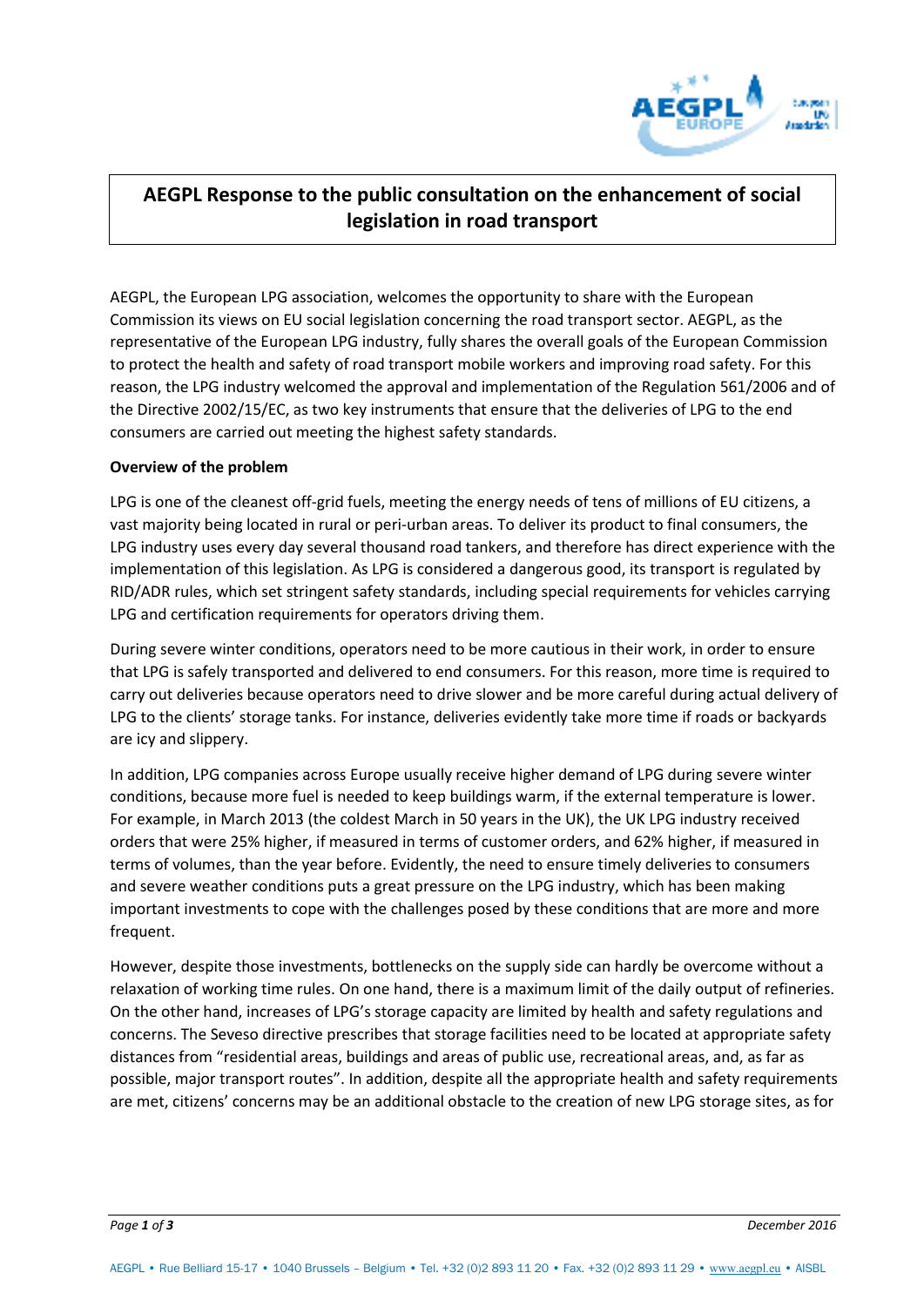# AEGPL Response to the public consultation on the enhancement of social legislation in road transport

AEGPL, the European LPG association, welcomes the opportunity to share with the European Commission its views on EU social legislation concerning the road transport sector. AEGPL, as the representative of the European LPG industry, fully shares the overall goals of the European Commission to protect the health and safety of road transport mobile workers and improving road safety. For this reason, the LPG industry welcomed the approval and implementation of the Regulation 561/2006 and of the Directive 2002/15/EC, as two key instruments that ensure that the deliveries of LPG to the end consumers are carried out meeting the highest safety standards.

**Overview of the problem**

LPG is one of the cleanest off-grid fuels, meeting the energy needs of tens of millions of EU citizens, a vast majority being located in rural or peri-urban areas. To deliver its product to final consumers, the LPG industry uses every day several thousand road tankers, and therefore has direct experience with the implementation of this legislation. As LPG is considered a dangerous good, its transport is regulated by RID/ADR rules, which set stringent safety standards, including special requirements for vehicles carrying LPG and certification requirements for operators driving them.

During severe winter conditions, operators need to be more cautious in their work, in order to ensure that LPG is safely transported and delivered to end consumers. For this reason, more time is required to carry out deliveries because operators need to drive slower and be more careful during actual delivery of LPG to the clients' storage tanks. For instance, deliveries evidently take more time if roads or backyards are icy and slippery.

In addition, LPG companies across Europe usually receive higher demand of LPG during severe winter conditions, because more fuel is needed to keep buildings warm, if the external temperature is lower. For example, in March 2013 (the coldest March in 50 years in the UK), the UK LPG industry received orders that were 25% higher, if measured in terms of customer orders, and 62% higher, if measured in terms of volumes, than the year before. Evidently, the need to ensure timely deliveries to consumers and severe weather conditions puts a great pressure on the LPG industry, which has been making important investments to cope with the challenges posed by these conditions that are more and more frequent.

However, despite those investments, bottlenecks on the supply side can hardly be overcome without a relaxation of working time rules. On one hand, there is a maximum limit of the daily output of refineries. On the other hand, increases of LPG's storage capacity are limited by health and safety regulations and concerns. The Seveso directive prescribes that storage facilities need to be located at appropriate safety distances from "residential areas, buildings and areas of public use, recreational areas, and, as far as possible, major transport routes". In addition, despite all the appropriate health and safety requirements are met, citizens' concerns may be an additional obstacle to the creation of new LPG storage sites, as for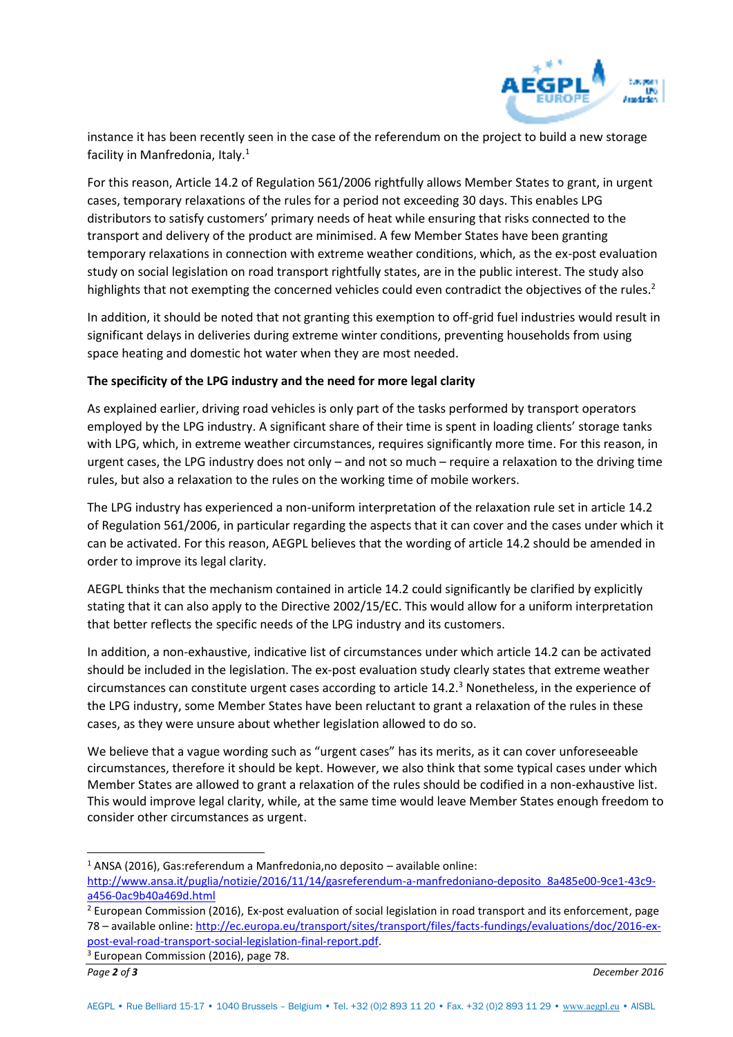instance it has been recently seen in the case of the referendum on the project to build a new storage facility in Manfredonia, Italy.[1]

For this reason, Article 14.2 of Regulation 561/2006 rightfully allows Member States to grant, in urgent cases, temporary relaxations of the rules for a period not exceeding 30 days. This enables LPG distributors to satisfy customers' primary needs of heat while ensuring that risks connected to the transport and delivery of the product are minimised. A few Member States have been granting temporary relaxations in connection with extreme weather conditions, which, as the ex-post evaluation study on social legislation on road transport rightfully states, are in the public interest. The study also highlights that not exempting the concerned vehicles could even contradict the objectives of the rules.[2]

In addition, it should be noted that not granting this exemption to off-grid fuel industries would result in significant delays in deliveries during extreme winter conditions, preventing households from using space heating and domestic hot water when they are most needed.

**The specificity of the LPG industry and the need for more legal clarity**

As explained earlier, driving road vehicles is only part of the tasks performed by transport operators employed by the LPG industry. A significant share of their time is spent in loading clients' storage tanks with LPG, which, in extreme weather circumstances, requires significantly more time. For this reason, in urgent cases, the LPG industry does not only – and not so much – require a relaxation to the driving time rules, but also a relaxation to the rules on the working time of mobile workers.

The LPG industry has experienced a non-uniform interpretation of the relaxation rule set in article 14.2 of Regulation 561/2006, in particular regarding the aspects that it can cover and the cases under which it can be activated. For this reason, AEGPL believes that the wording of article 14.2 should be amended in order to improve its legal clarity.

AEGPL thinks that the mechanism contained in article 14.2 could significantly be clarified by explicitly stating that it can also apply to the Directive 2002/15/EC. This would allow for a uniform interpretation that better reflects the specific needs of the LPG industry and its customers.

In addition, a non-exhaustive, indicative list of circumstances under which article 14.2 can be activated should be included in the legislation. The ex-post evaluation study clearly states that extreme weather circumstances can constitute urgent cases according to article 14.2.[3] Nonetheless, in the experience of the LPG industry, some Member States have been reluctant to grant a relaxation of the rules in these cases, as they were unsure about whether legislation allowed to do so.

We believe that a vague wording such as "urgent cases" has its merits, as it can cover unforeseeable circumstances, therefore it should be kept. However, we also think that some typical cases under which Member States are allowed to grant a relaxation of the rules should be codified in a non-exhaustive list. This would improve legal clarity, while, at the same time would leave Member States enough freedom to consider other circumstances as urgent.

---

[1] ANSA (2016), Gas:referendum a Manfredonia,no deposito – available online: http://www.ansa.it/puglia/notizie/2016/11/14/gasreferendum-a-manfredoniano-deposito_8a485e00-9ce1-43c9-a456-0ac9b40a469d.html

[2] European Commission (2016), Ex-post evaluation of social legislation in road transport and its enforcement, page 78 – available online: http://ec.europa.eu/transport/sites/transport/files/facts-fundings/evaluations/doc/2016-ex-post-eval-road-transport-social-legislation-final-report.pdf.

[3] European Commission (2016), page 78.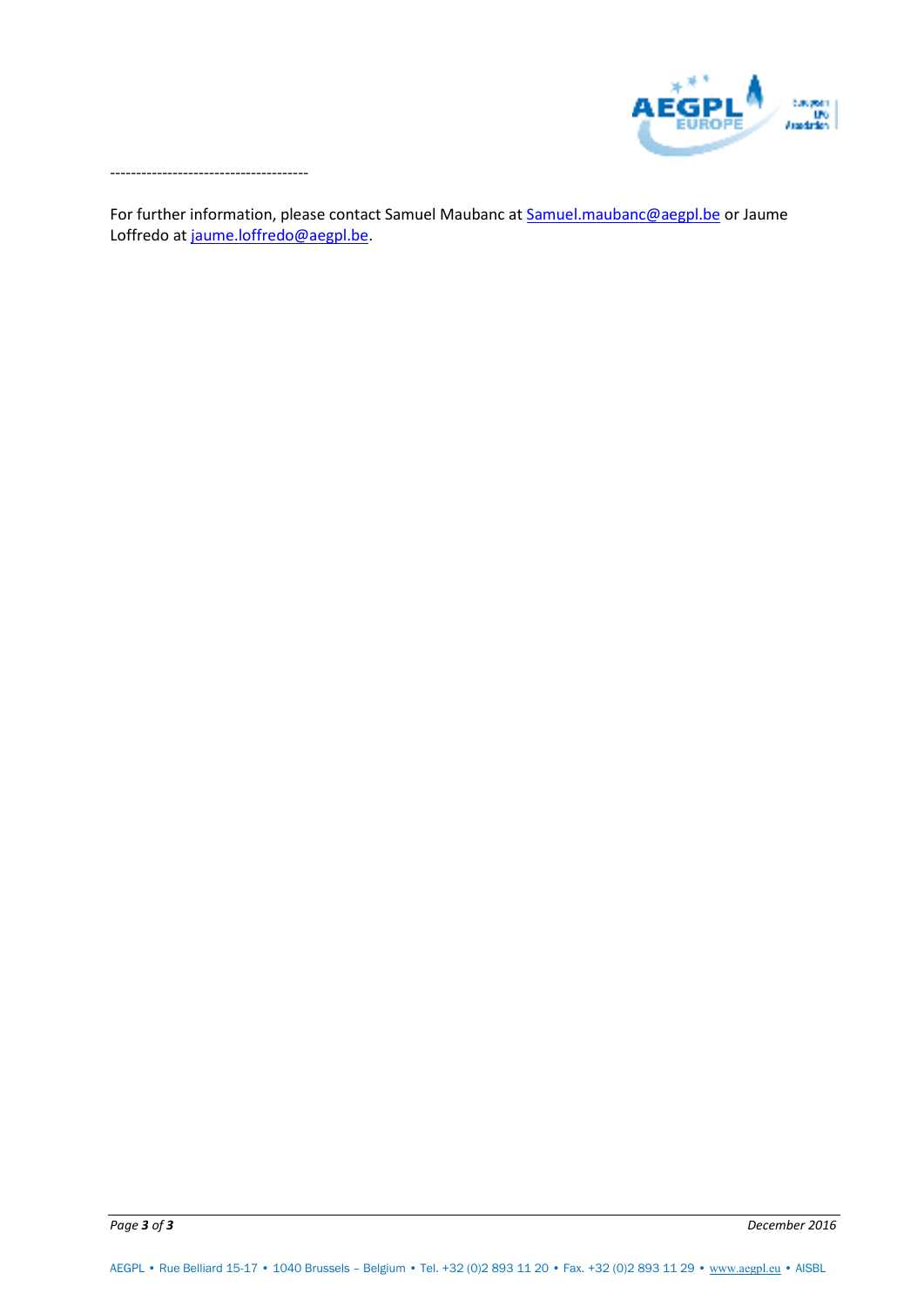--------------------------------------

For further information, please contact Samuel Maubanc at Samuel.maubanc@aegpl.be or Jaume Loffredo at jaume.loffredo@aegpl.be.